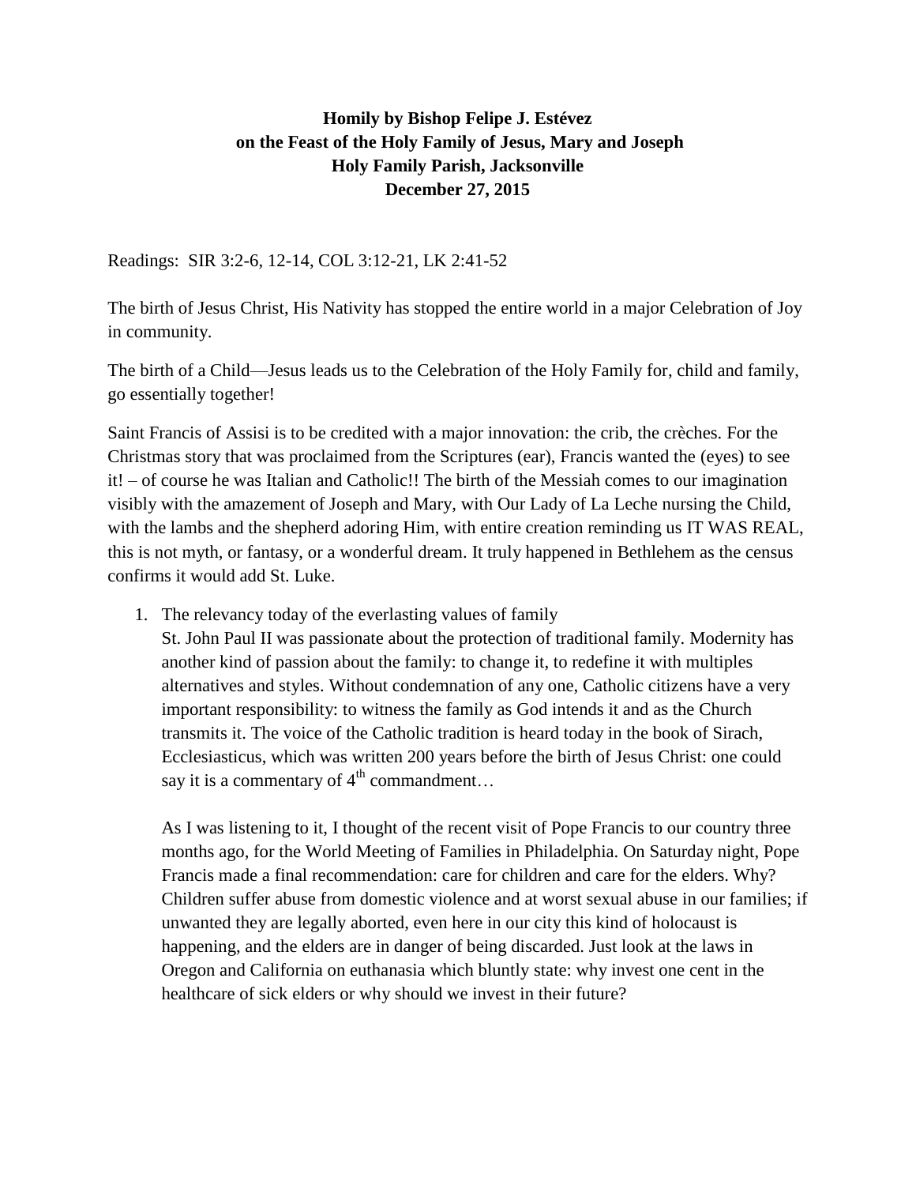**Homily by Bishop Felipe J. Estévez**
**on the Feast of the Holy Family of Jesus, Mary and Joseph**
**Holy Family Parish, Jacksonville**
**December 27, 2015**

Readings: SIR 3:2-6, 12-14, COL 3:12-21, LK 2:41-52

The birth of Jesus Christ, His Nativity has stopped the entire world in a major Celebration of Joy in community.

The birth of a Child—Jesus leads us to the Celebration of the Holy Family for, child and family, go essentially together!

Saint Francis of Assisi is to be credited with a major innovation: the crib, the crèches. For the Christmas story that was proclaimed from the Scriptures (ear), Francis wanted the (eyes) to see it! – of course he was Italian and Catholic!! The birth of the Messiah comes to our imagination visibly with the amazement of Joseph and Mary, with Our Lady of La Leche nursing the Child, with the lambs and the shepherd adoring Him, with entire creation reminding us IT WAS REAL, this is not myth, or fantasy, or a wonderful dream. It truly happened in Bethlehem as the census confirms it would add St. Luke.

1. The relevancy today of the everlasting values of family
   St. John Paul II was passionate about the protection of traditional family. Modernity has another kind of passion about the family: to change it, to redefine it with multiples alternatives and styles. Without condemnation of any one, Catholic citizens have a very important responsibility: to witness the family as God intends it and as the Church transmits it. The voice of the Catholic tradition is heard today in the book of Sirach, Ecclesiasticus, which was written 200 years before the birth of Jesus Christ: one could say it is a commentary of 4th commandment…

   As I was listening to it, I thought of the recent visit of Pope Francis to our country three months ago, for the World Meeting of Families in Philadelphia. On Saturday night, Pope Francis made a final recommendation: care for children and care for the elders. Why? Children suffer abuse from domestic violence and at worst sexual abuse in our families; if unwanted they are legally aborted, even here in our city this kind of holocaust is happening, and the elders are in danger of being discarded. Just look at the laws in Oregon and California on euthanasia which bluntly state: why invest one cent in the healthcare of sick elders or why should we invest in their future?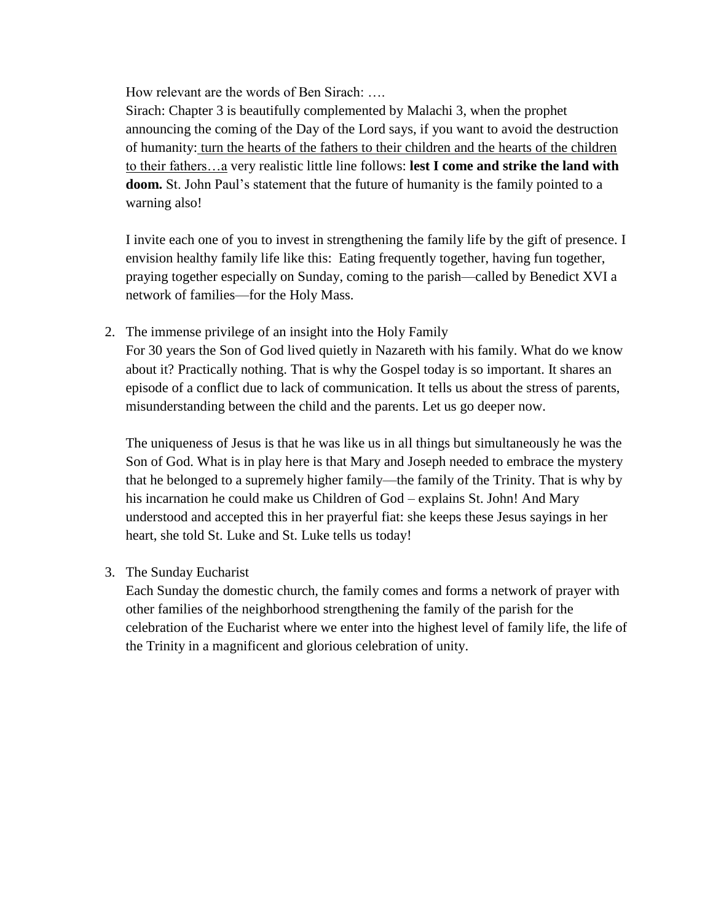How relevant are the words of Ben Sirach: ….

Sirach: Chapter 3 is beautifully complemented by Malachi 3, when the prophet announcing the coming of the Day of the Lord says, if you want to avoid the destruction of humanity: turn the hearts of the fathers to their children and the hearts of the children to their fathers…a very realistic little line follows: **lest I come and strike the land with doom.** St. John Paul's statement that the future of humanity is the family pointed to a warning also!

I invite each one of you to invest in strengthening the family life by the gift of presence. I envision healthy family life like this: Eating frequently together, having fun together, praying together especially on Sunday, coming to the parish—called by Benedict XVI a network of families—for the Holy Mass.

2. The immense privilege of an insight into the Holy Family

   For 30 years the Son of God lived quietly in Nazareth with his family. What do we know about it? Practically nothing. That is why the Gospel today is so important. It shares an episode of a conflict due to lack of communication. It tells us about the stress of parents, misunderstanding between the child and the parents. Let us go deeper now.

   The uniqueness of Jesus is that he was like us in all things but simultaneously he was the Son of God. What is in play here is that Mary and Joseph needed to embrace the mystery that he belonged to a supremely higher family—the family of the Trinity. That is why by his incarnation he could make us Children of God – explains St. John! And Mary understood and accepted this in her prayerful fiat: she keeps these Jesus sayings in her heart, she told St. Luke and St. Luke tells us today!

3. The Sunday Eucharist

   Each Sunday the domestic church, the family comes and forms a network of prayer with other families of the neighborhood strengthening the family of the parish for the celebration of the Eucharist where we enter into the highest level of family life, the life of the Trinity in a magnificent and glorious celebration of unity.